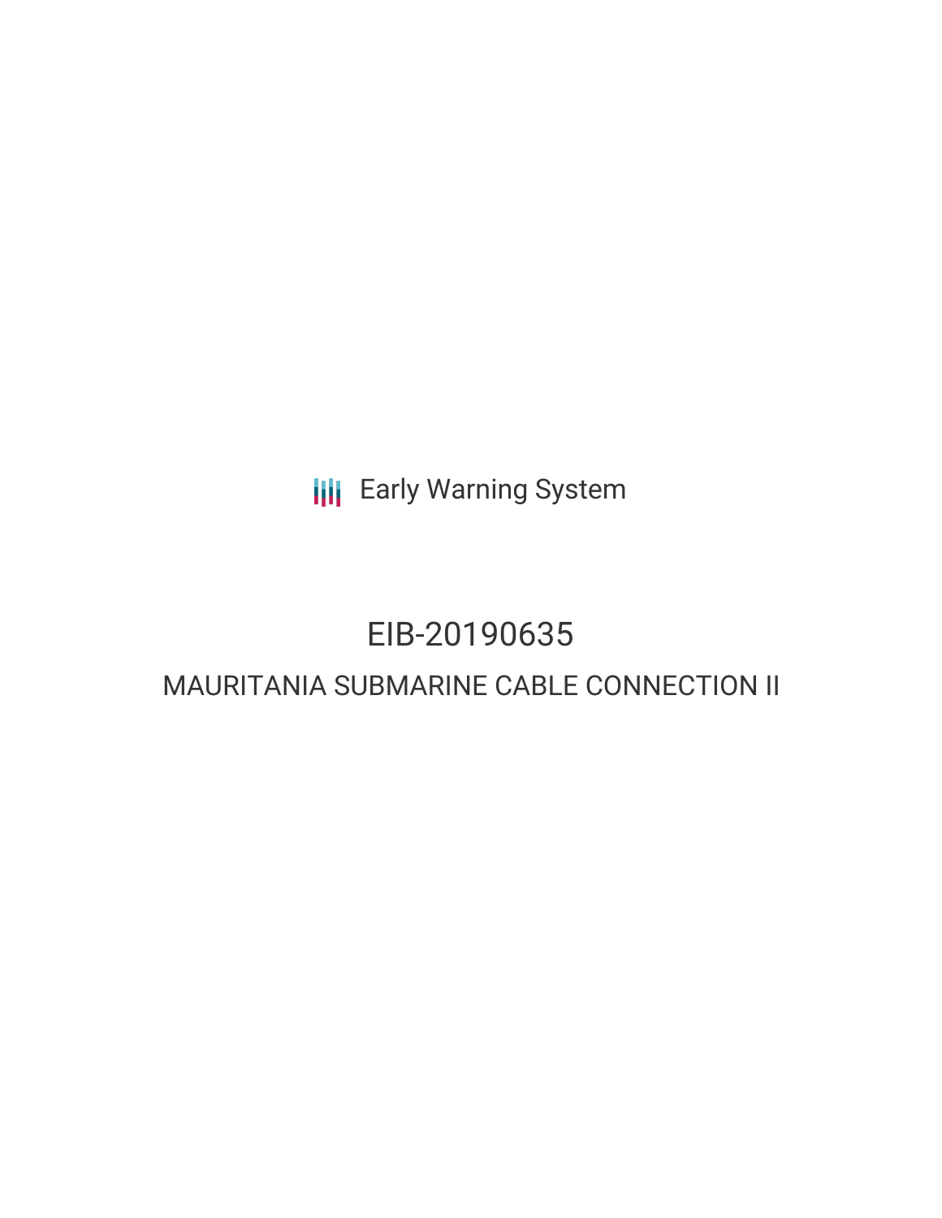Early Warning System

# EIB-20190635

## MAURITANIA SUBMARINE CABLE CONNECTION II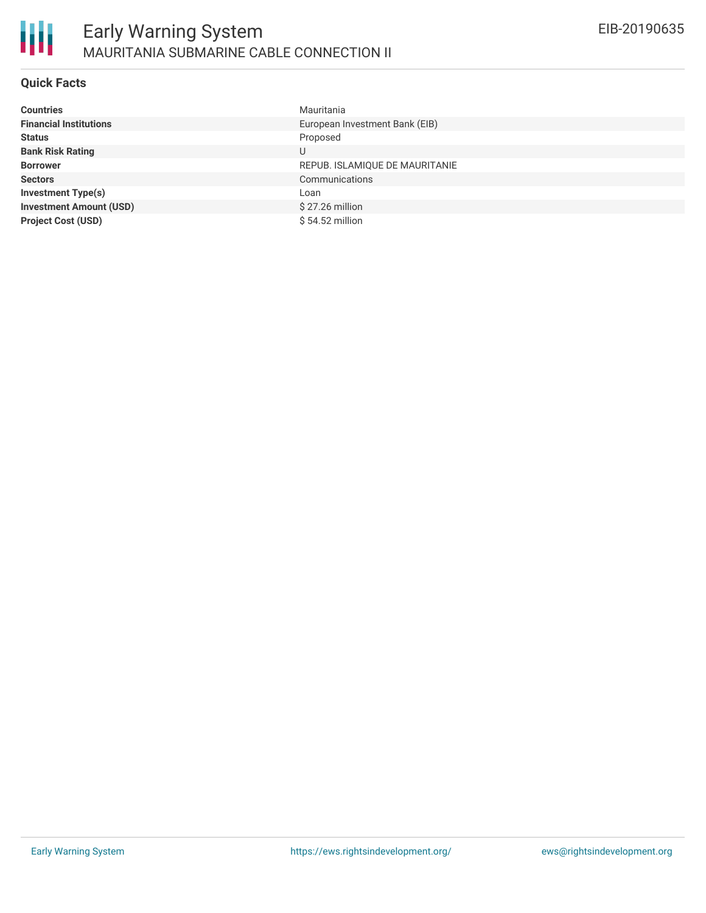# Early Warning System

## MAURITANIA SUBMARINE CABLE CONNECTION II

EIB-20190635

### Quick Facts

| | |
|---|---|
| **Countries** | Mauritania |
| **Financial Institutions** | European Investment Bank (EIB) |
| **Status** | Proposed |
| **Bank Risk Rating** | U |
| **Borrower** | REPUB. ISLAMIQUE DE MAURITANIE |
| **Sectors** | Communications |
| **Investment Type(s)** | Loan |
| **Investment Amount (USD)** | $ 27.26 million |
| **Project Cost (USD)** | $ 54.52 million |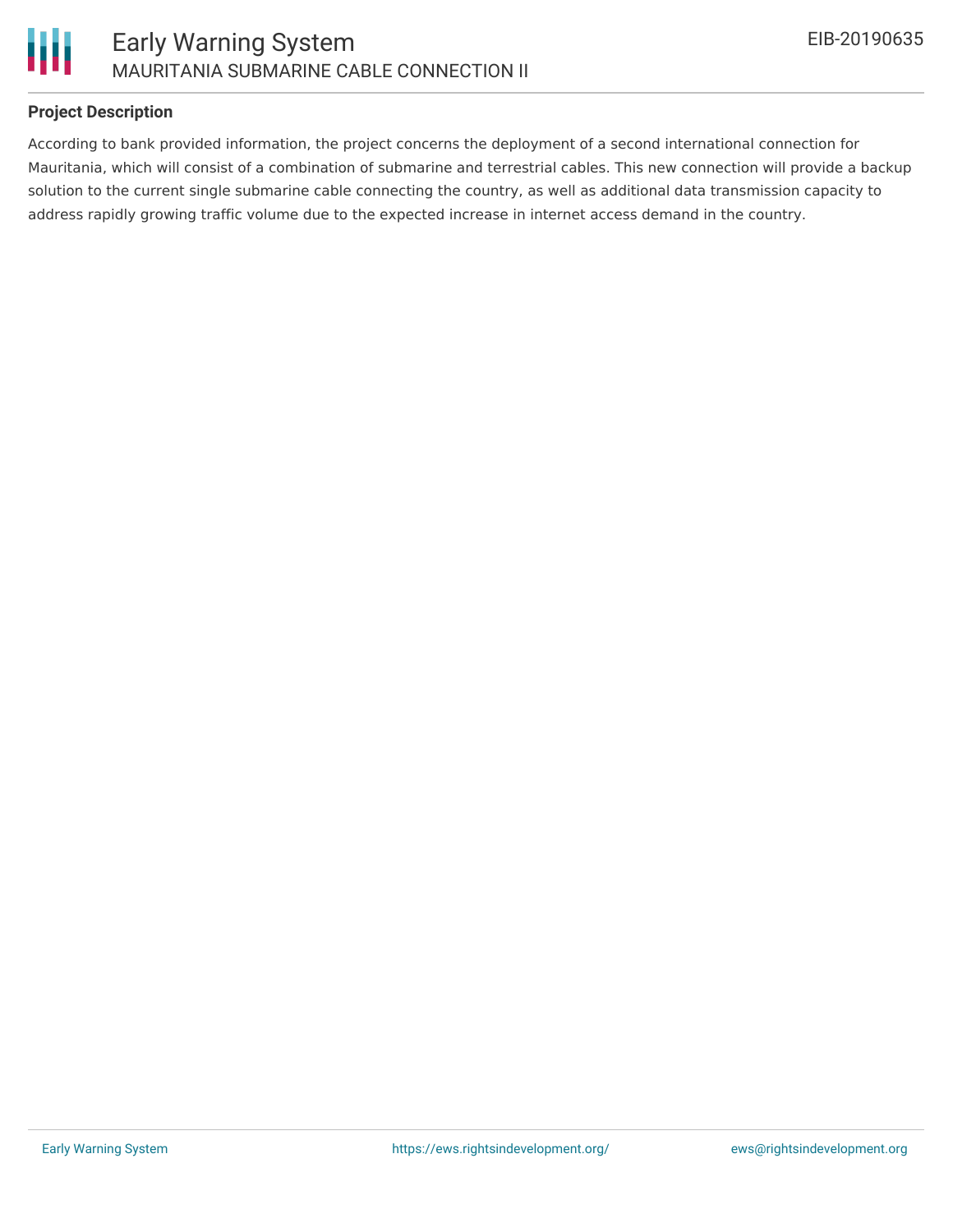## Project Description

According to bank provided information, the project concerns the deployment of a second international connection for Mauritania, which will consist of a combination of submarine and terrestrial cables. This new connection will provide a backup solution to the current single submarine cable connecting the country, as well as additional data transmission capacity to address rapidly growing traffic volume due to the expected increase in internet access demand in the country.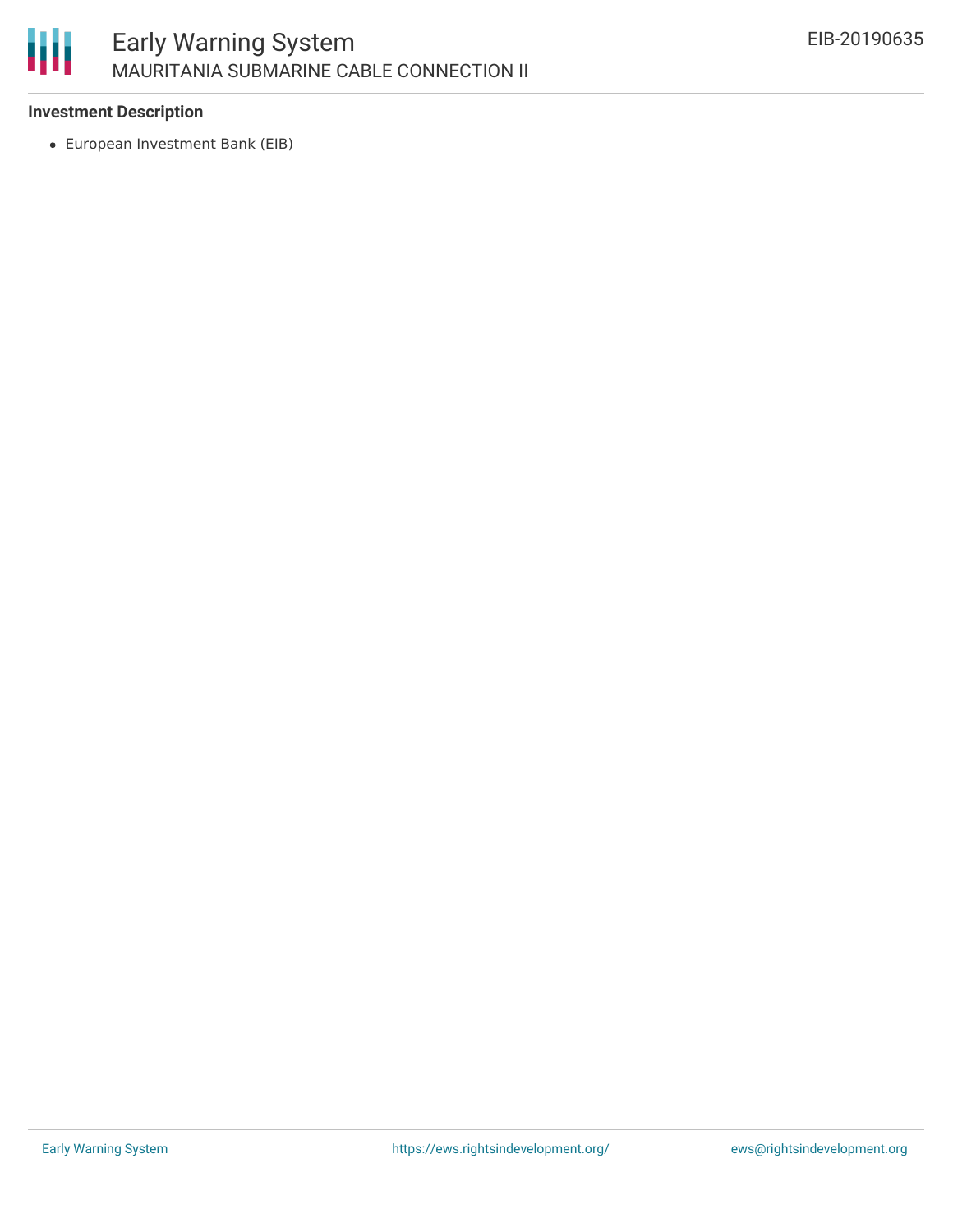### Investment Description

- European Investment Bank (EIB)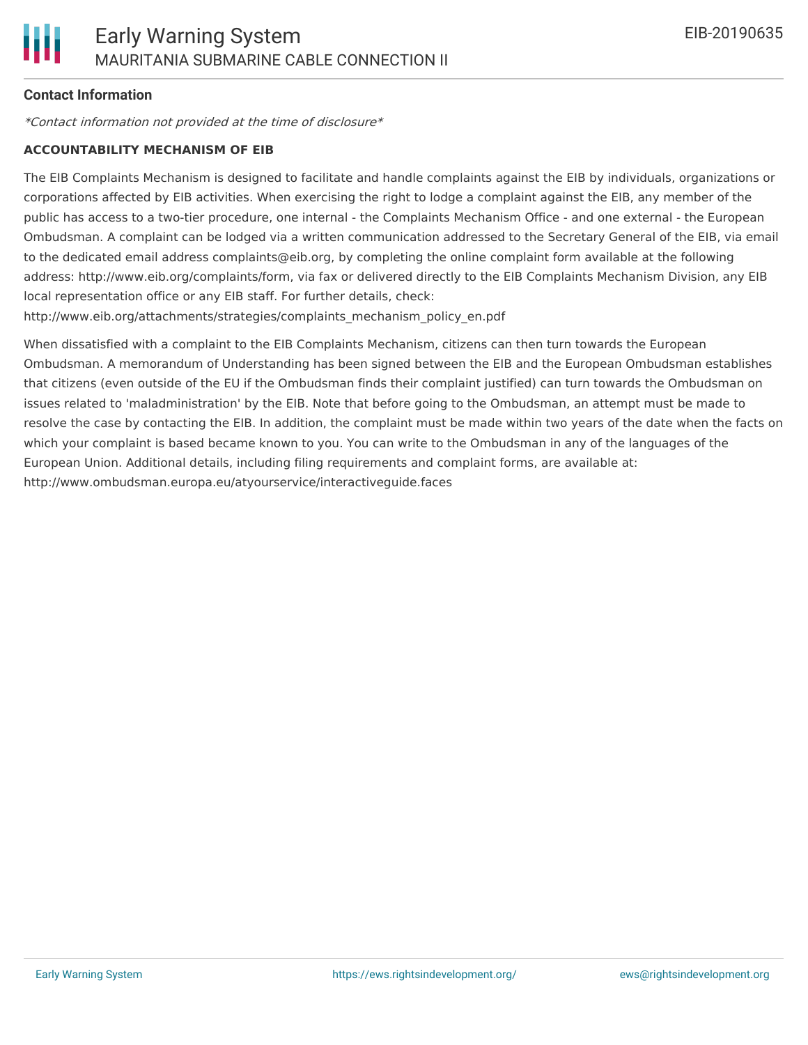### Contact Information

*\*Contact information not provided at the time of disclosure\**

**ACCOUNTABILITY MECHANISM OF EIB**

The EIB Complaints Mechanism is designed to facilitate and handle complaints against the EIB by individuals, organizations or corporations affected by EIB activities. When exercising the right to lodge a complaint against the EIB, any member of the public has access to a two-tier procedure, one internal - the Complaints Mechanism Office - and one external - the European Ombudsman. A complaint can be lodged via a written communication addressed to the Secretary General of the EIB, via email to the dedicated email address complaints@eib.org, by completing the online complaint form available at the following address: http://www.eib.org/complaints/form, via fax or delivered directly to the EIB Complaints Mechanism Division, any EIB local representation office or any EIB staff. For further details, check: http://www.eib.org/attachments/strategies/complaints_mechanism_policy_en.pdf

When dissatisfied with a complaint to the EIB Complaints Mechanism, citizens can then turn towards the European Ombudsman. A memorandum of Understanding has been signed between the EIB and the European Ombudsman establishes that citizens (even outside of the EU if the Ombudsman finds their complaint justified) can turn towards the Ombudsman on issues related to 'maladministration' by the EIB. Note that before going to the Ombudsman, an attempt must be made to resolve the case by contacting the EIB. In addition, the complaint must be made within two years of the date when the facts on which your complaint is based became known to you. You can write to the Ombudsman in any of the languages of the European Union. Additional details, including filing requirements and complaint forms, are available at: http://www.ombudsman.europa.eu/atyourservice/interactiveguide.faces